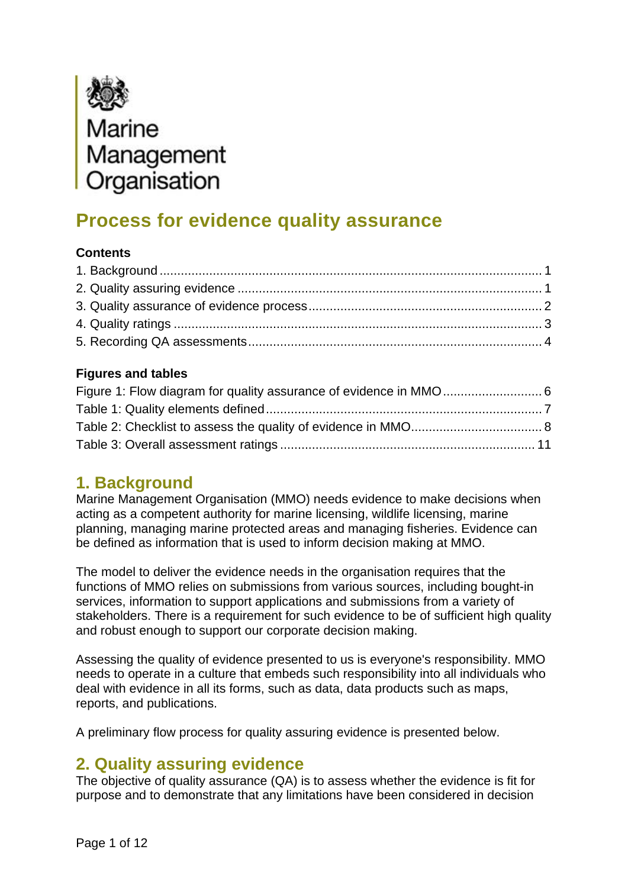Marine Management Organisation

# Process for evidence quality assurance

**Contents**

1. Background ........................................................................................................... 1
2. Quality assuring evidence ..................................................................................... 1
3. Quality assurance of evidence process ................................................................. 2
4. Quality ratings ....................................................................................................... 3
5. Recording QA assessments .................................................................................. 4

**Figures and tables**

Figure 1: Flow diagram for quality assurance of evidence in MMO ........................... 6
Table 1: Quality elements defined ............................................................................. 7
Table 2: Checklist to assess the quality of evidence in MMO .................................... 8
Table 3: Overall assessment ratings ....................................................................... 11

## 1. Background

Marine Management Organisation (MMO) needs evidence to make decisions when acting as a competent authority for marine licensing, wildlife licensing, marine planning, managing marine protected areas and managing fisheries. Evidence can be defined as information that is used to inform decision making at MMO.

The model to deliver the evidence needs in the organisation requires that the functions of MMO relies on submissions from various sources, including bought-in services, information to support applications and submissions from a variety of stakeholders. There is a requirement for such evidence to be of sufficient high quality and robust enough to support our corporate decision making.

Assessing the quality of evidence presented to us is everyone's responsibility. MMO needs to operate in a culture that embeds such responsibility into all individuals who deal with evidence in all its forms, such as data, data products such as maps, reports, and publications.

A preliminary flow process for quality assuring evidence is presented below.

## 2. Quality assuring evidence

The objective of quality assurance (QA) is to assess whether the evidence is fit for purpose and to demonstrate that any limitations have been considered in decision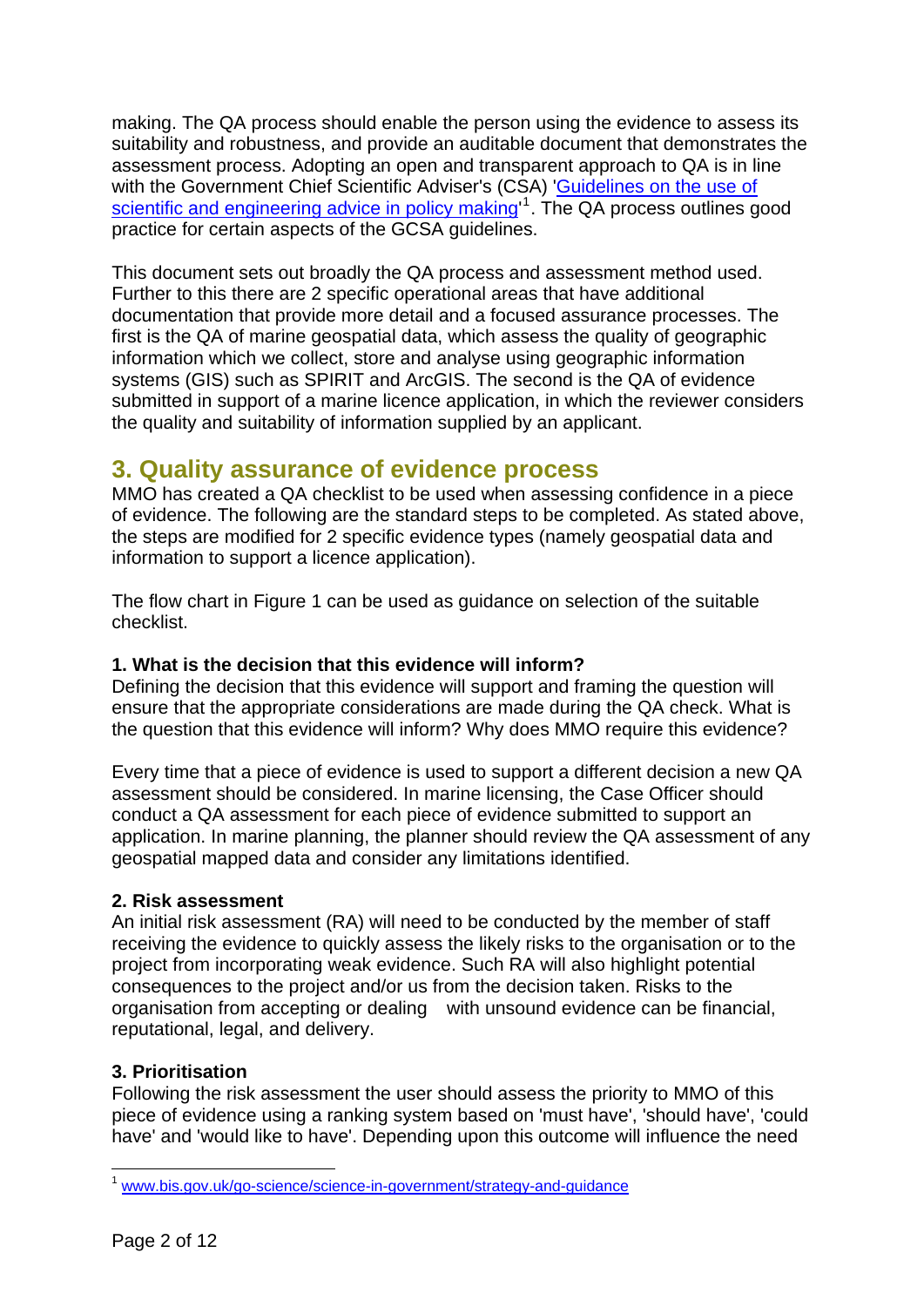making. The QA process should enable the person using the evidence to assess its suitability and robustness, and provide an auditable document that demonstrates the assessment process. Adopting an open and transparent approach to QA is in line with the Government Chief Scientific Adviser's (CSA) '[Guidelines on the use of scientific and engineering advice in policy making](www.bis.gov.uk/go-science/science-in-government/strategy-and-guidance)'[1]. The QA process outlines good practice for certain aspects of the GCSA guidelines.

This document sets out broadly the QA process and assessment method used. Further to this there are 2 specific operational areas that have additional documentation that provide more detail and a focused assurance processes. The first is the QA of marine geospatial data, which assess the quality of geographic information which we collect, store and analyse using geographic information systems (GIS) such as SPIRIT and ArcGIS. The second is the QA of evidence submitted in support of a marine licence application, in which the reviewer considers the quality and suitability of information supplied by an applicant.

## 3. Quality assurance of evidence process

MMO has created a QA checklist to be used when assessing confidence in a piece of evidence. The following are the standard steps to be completed. As stated above, the steps are modified for 2 specific evidence types (namely geospatial data and information to support a licence application).

The flow chart in Figure 1 can be used as guidance on selection of the suitable checklist.

**1. What is the decision that this evidence will inform?**
Defining the decision that this evidence will support and framing the question will ensure that the appropriate considerations are made during the QA check. What is the question that this evidence will inform? Why does MMO require this evidence?

Every time that a piece of evidence is used to support a different decision a new QA assessment should be considered. In marine licensing, the Case Officer should conduct a QA assessment for each piece of evidence submitted to support an application. In marine planning, the planner should review the QA assessment of any geospatial mapped data and consider any limitations identified.

**2. Risk assessment**
An initial risk assessment (RA) will need to be conducted by the member of staff receiving the evidence to quickly assess the likely risks to the organisation or to the project from incorporating weak evidence. Such RA will also highlight potential consequences to the project and/or us from the decision taken. Risks to the organisation from accepting or dealing with unsound evidence can be financial, reputational, legal, and delivery.

**3. Prioritisation**
Following the risk assessment the user should assess the priority to MMO of this piece of evidence using a ranking system based on 'must have', 'should have', 'could have' and 'would like to have'. Depending upon this outcome will influence the need

[1] www.bis.gov.uk/go-science/science-in-government/strategy-and-guidance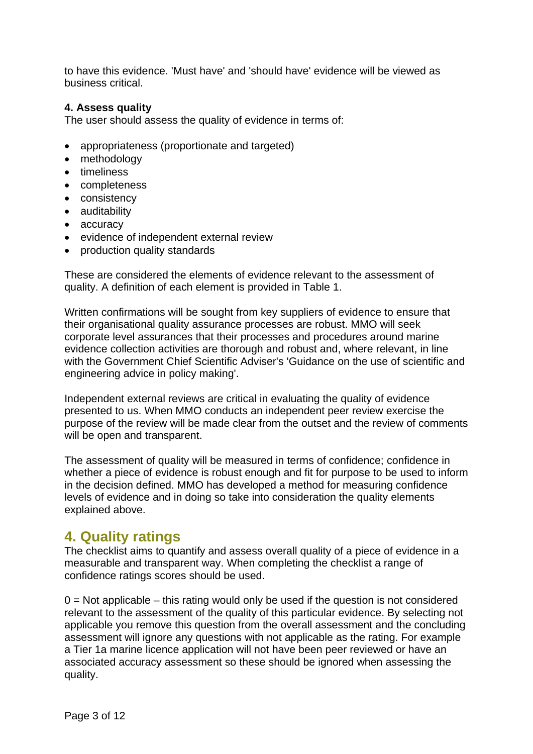to have this evidence. 'Must have' and 'should have' evidence will be viewed as business critical.

**4. Assess quality**

The user should assess the quality of evidence in terms of:

- appropriateness (proportionate and targeted)
- methodology
- timeliness
- completeness
- consistency
- auditability
- accuracy
- evidence of independent external review
- production quality standards

These are considered the elements of evidence relevant to the assessment of quality. A definition of each element is provided in Table 1.

Written confirmations will be sought from key suppliers of evidence to ensure that their organisational quality assurance processes are robust. MMO will seek corporate level assurances that their processes and procedures around marine evidence collection activities are thorough and robust and, where relevant, in line with the Government Chief Scientific Adviser's 'Guidance on the use of scientific and engineering advice in policy making'.

Independent external reviews are critical in evaluating the quality of evidence presented to us. When MMO conducts an independent peer review exercise the purpose of the review will be made clear from the outset and the review of comments will be open and transparent.

The assessment of quality will be measured in terms of confidence; confidence in whether a piece of evidence is robust enough and fit for purpose to be used to inform in the decision defined. MMO has developed a method for measuring confidence levels of evidence and in doing so take into consideration the quality elements explained above.

## 4. Quality ratings

The checklist aims to quantify and assess overall quality of a piece of evidence in a measurable and transparent way. When completing the checklist a range of confidence ratings scores should be used.

0 = Not applicable – this rating would only be used if the question is not considered relevant to the assessment of the quality of this particular evidence. By selecting not applicable you remove this question from the overall assessment and the concluding assessment will ignore any questions with not applicable as the rating. For example a Tier 1a marine licence application will not have been peer reviewed or have an associated accuracy assessment so these should be ignored when assessing the quality.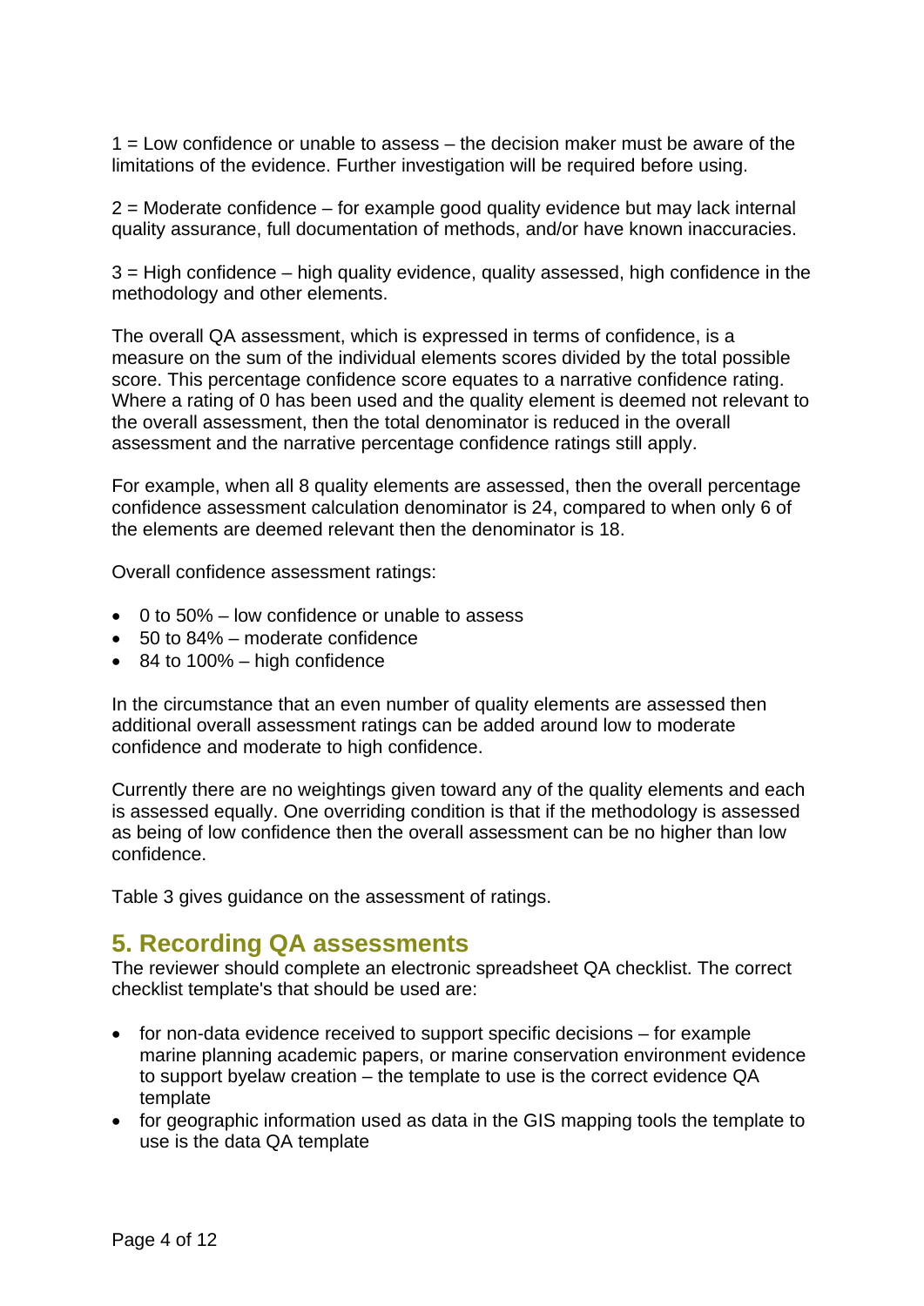1 = Low confidence or unable to assess – the decision maker must be aware of the limitations of the evidence. Further investigation will be required before using.

2 = Moderate confidence – for example good quality evidence but may lack internal quality assurance, full documentation of methods, and/or have known inaccuracies.

3 = High confidence – high quality evidence, quality assessed, high confidence in the methodology and other elements.

The overall QA assessment, which is expressed in terms of confidence, is a measure on the sum of the individual elements scores divided by the total possible score. This percentage confidence score equates to a narrative confidence rating. Where a rating of 0 has been used and the quality element is deemed not relevant to the overall assessment, then the total denominator is reduced in the overall assessment and the narrative percentage confidence ratings still apply.

For example, when all 8 quality elements are assessed, then the overall percentage confidence assessment calculation denominator is 24, compared to when only 6 of the elements are deemed relevant then the denominator is 18.

Overall confidence assessment ratings:

- 0 to 50% – low confidence or unable to assess
- 50 to 84% – moderate confidence
- 84 to 100% – high confidence

In the circumstance that an even number of quality elements are assessed then additional overall assessment ratings can be added around low to moderate confidence and moderate to high confidence.

Currently there are no weightings given toward any of the quality elements and each is assessed equally. One overriding condition is that if the methodology is assessed as being of low confidence then the overall assessment can be no higher than low confidence.

Table 3 gives guidance on the assessment of ratings.

## 5. Recording QA assessments

The reviewer should complete an electronic spreadsheet QA checklist. The correct checklist template's that should be used are:

- for non-data evidence received to support specific decisions – for example marine planning academic papers, or marine conservation environment evidence to support byelaw creation – the template to use is the correct evidence QA template
- for geographic information used as data in the GIS mapping tools the template to use is the data QA template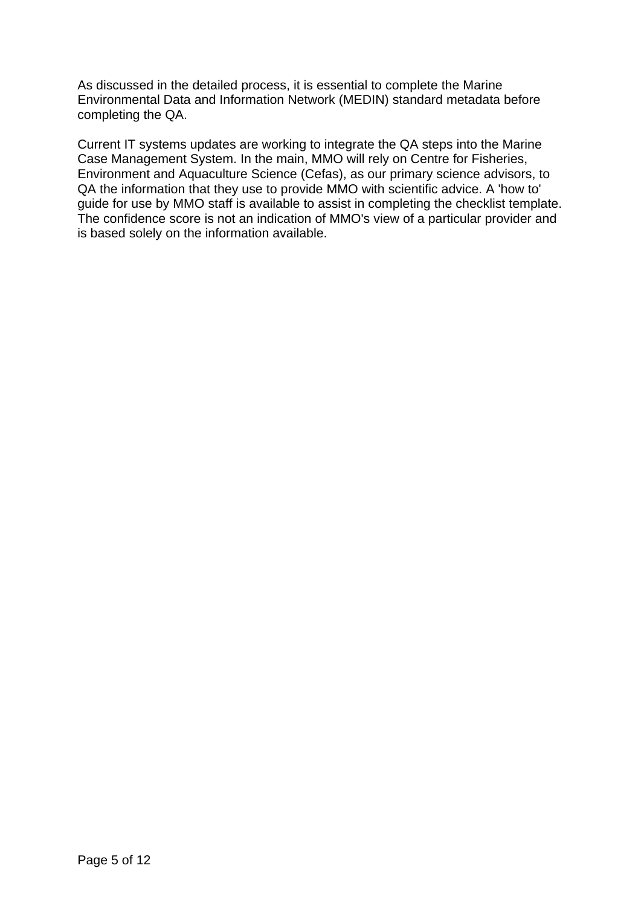As discussed in the detailed process, it is essential to complete the Marine Environmental Data and Information Network (MEDIN) standard metadata before completing the QA.

Current IT systems updates are working to integrate the QA steps into the Marine Case Management System. In the main, MMO will rely on Centre for Fisheries, Environment and Aquaculture Science (Cefas), as our primary science advisors, to QA the information that they use to provide MMO with scientific advice. A 'how to' guide for use by MMO staff is available to assist in completing the checklist template. The confidence score is not an indication of MMO's view of a particular provider and is based solely on the information available.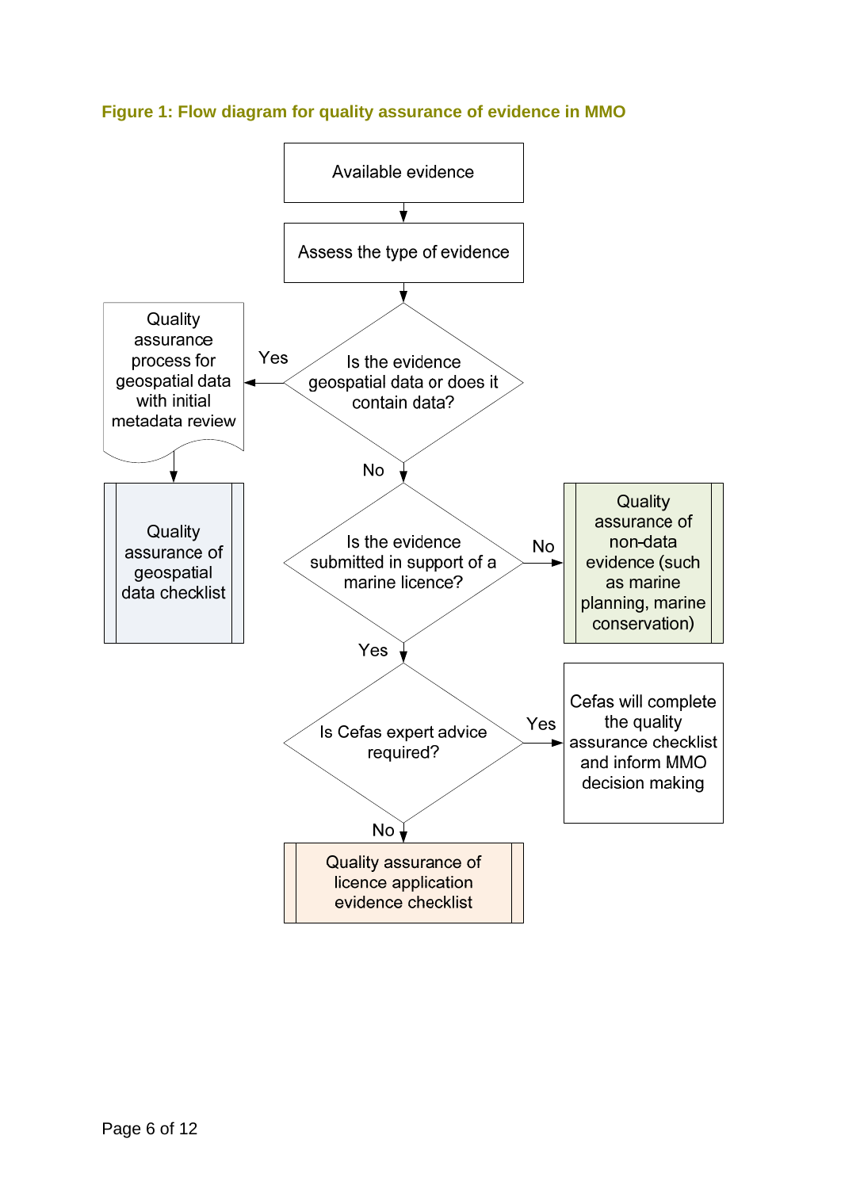**Figure 1: Flow diagram for quality assurance of evidence in MMO**

- Available evidence
- Assess the type of evidence
- Is the evidence geospatial data or does it contain data?
  - Yes → Quality assurance process for geospatial data with initial metadata review → Quality assurance of geospatial data checklist
  - No → Is the evidence submitted in support of a marine licence?
    - No → Quality assurance of non-data evidence (such as marine planning, marine conservation)
    - Yes → Is Cefas expert advice required?
      - Yes → Cefas will complete the quality assurance checklist and inform MMO decision making
      - No → Quality assurance of licence application evidence checklist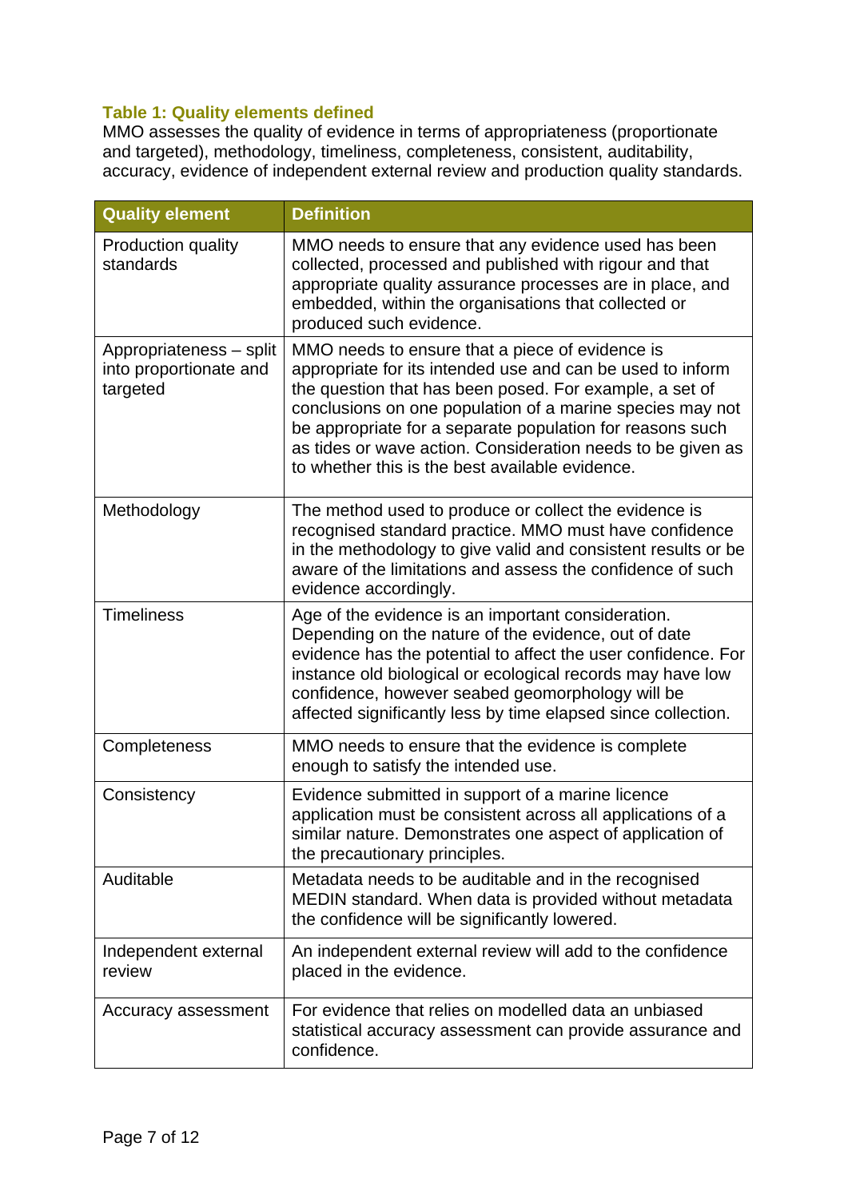**Table 1: Quality elements defined**

MMO assesses the quality of evidence in terms of appropriateness (proportionate and targeted), methodology, timeliness, completeness, consistent, auditability, accuracy, evidence of independent external review and production quality standards.

| Quality element | Definition |
| --- | --- |
| Production quality standards | MMO needs to ensure that any evidence used has been collected, processed and published with rigour and that appropriate quality assurance processes are in place, and embedded, within the organisations that collected or produced such evidence. |
| Appropriateness – split into proportionate and targeted | MMO needs to ensure that a piece of evidence is appropriate for its intended use and can be used to inform the question that has been posed. For example, a set of conclusions on one population of a marine species may not be appropriate for a separate population for reasons such as tides or wave action. Consideration needs to be given as to whether this is the best available evidence. |
| Methodology | The method used to produce or collect the evidence is recognised standard practice. MMO must have confidence in the methodology to give valid and consistent results or be aware of the limitations and assess the confidence of such evidence accordingly. |
| Timeliness | Age of the evidence is an important consideration. Depending on the nature of the evidence, out of date evidence has the potential to affect the user confidence. For instance old biological or ecological records may have low confidence, however seabed geomorphology will be affected significantly less by time elapsed since collection. |
| Completeness | MMO needs to ensure that the evidence is complete enough to satisfy the intended use. |
| Consistency | Evidence submitted in support of a marine licence application must be consistent across all applications of a similar nature. Demonstrates one aspect of application of the precautionary principles. |
| Auditable | Metadata needs to be auditable and in the recognised MEDIN standard. When data is provided without metadata the confidence will be significantly lowered. |
| Independent external review | An independent external review will add to the confidence placed in the evidence. |
| Accuracy assessment | For evidence that relies on modelled data an unbiased statistical accuracy assessment can provide assurance and confidence. |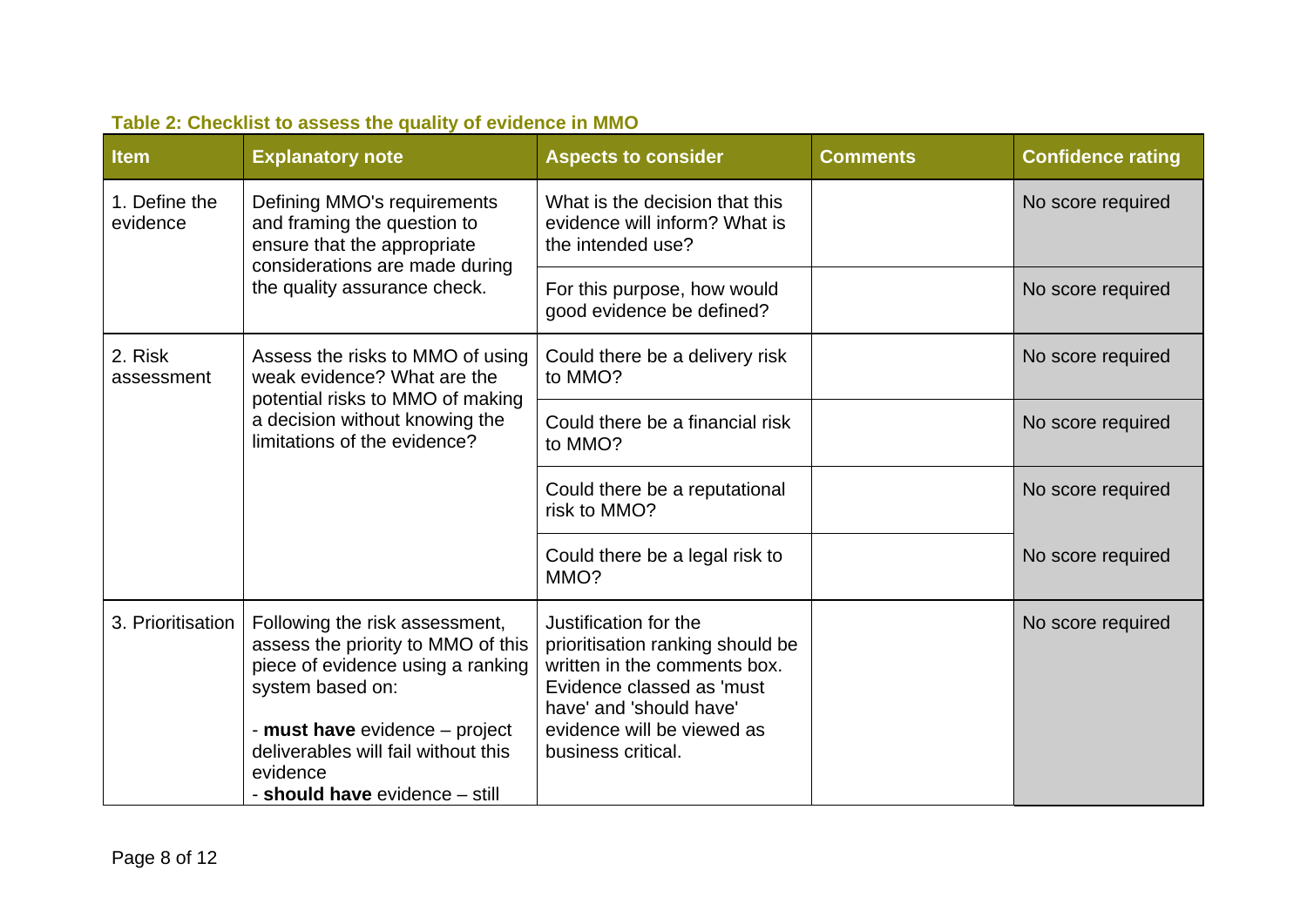**Table 2: Checklist to assess the quality of evidence in MMO**

| Item | Explanatory note | Aspects to consider | Comments | Confidence rating |
|---|---|---|---|---|
| 1. Define the evidence | Defining MMO's requirements and framing the question to ensure that the appropriate considerations are made during the quality assurance check. | What is the decision that this evidence will inform? What is the intended use? | | No score required |
| | | For this purpose, how would good evidence be defined? | | No score required |
| 2. Risk assessment | Assess the risks to MMO of using weak evidence? What are the potential risks to MMO of making a decision without knowing the limitations of the evidence? | Could there be a delivery risk to MMO? | | No score required |
| | | Could there be a financial risk to MMO? | | No score required |
| | | Could there be a reputational risk to MMO? | | No score required |
| | | Could there be a legal risk to MMO? | | No score required |
| 3. Prioritisation | Following the risk assessment, assess the priority to MMO of this piece of evidence using a ranking system based on:<br><br>- **must have** evidence – project deliverables will fail without this evidence<br>- **should have** evidence – still | Justification for the prioritisation ranking should be written in the comments box. Evidence classed as 'must have' and 'should have' evidence will be viewed as business critical. | | No score required |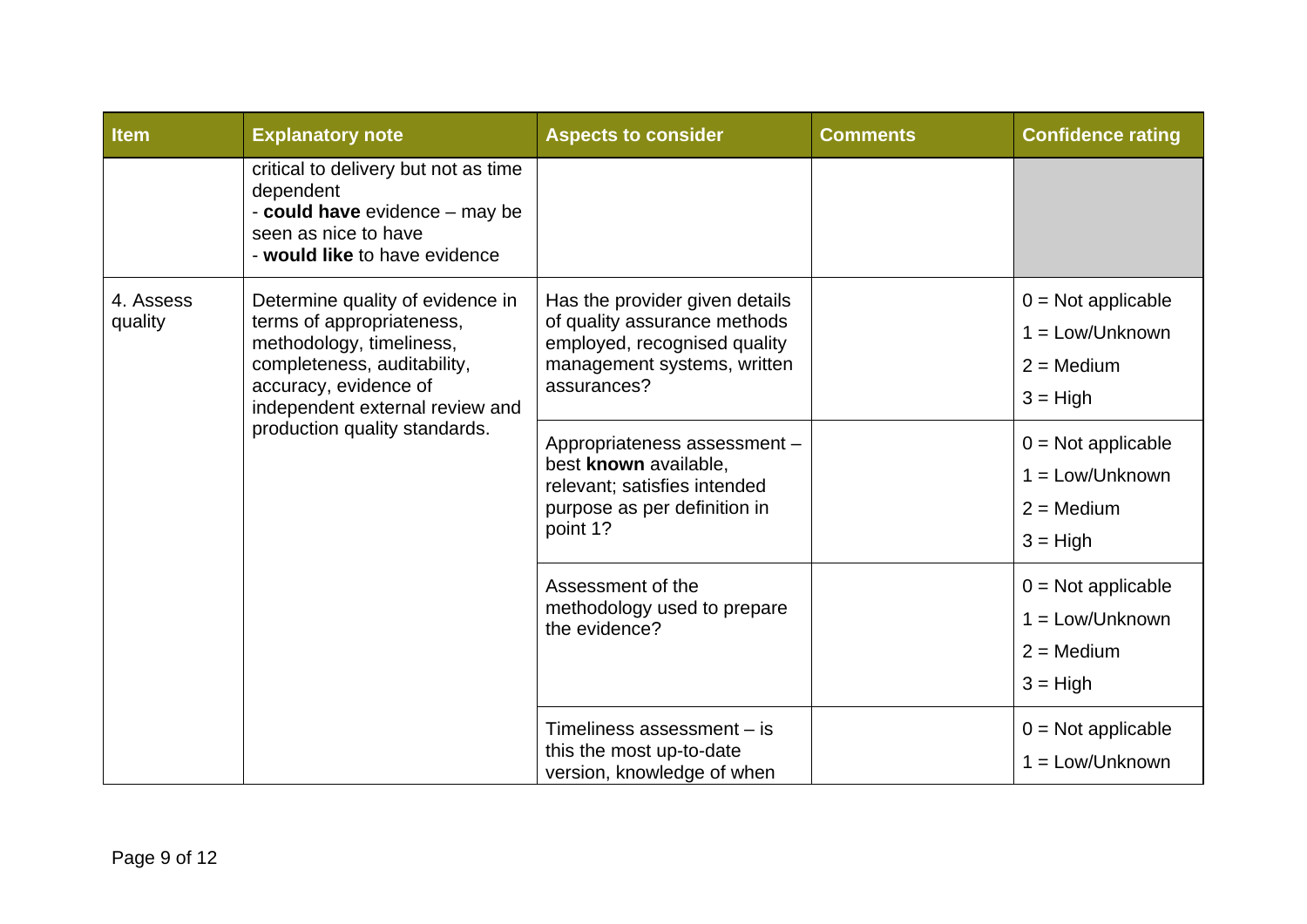| Item | Explanatory note | Aspects to consider | Comments | Confidence rating |
| --- | --- | --- | --- | --- |
| | critical to delivery but not as time dependent<br>- **could have** evidence – may be seen as nice to have<br>- **would like** to have evidence | | | |
| 4. Assess quality | Determine quality of evidence in terms of appropriateness, methodology, timeliness, completeness, auditability, accuracy, evidence of independent external review and production quality standards. | Has the provider given details of quality assurance methods employed, recognised quality management systems, written assurances? | | 0 = Not applicable<br>1 = Low/Unknown<br>2 = Medium<br>3 = High |
| | | Appropriateness assessment – best **known** available, relevant; satisfies intended purpose as per definition in point 1? | | 0 = Not applicable<br>1 = Low/Unknown<br>2 = Medium<br>3 = High |
| | | Assessment of the methodology used to prepare the evidence? | | 0 = Not applicable<br>1 = Low/Unknown<br>2 = Medium<br>3 = High |
| | | Timeliness assessment – is this the most up-to-date version, knowledge of when | | 0 = Not applicable<br>1 = Low/Unknown |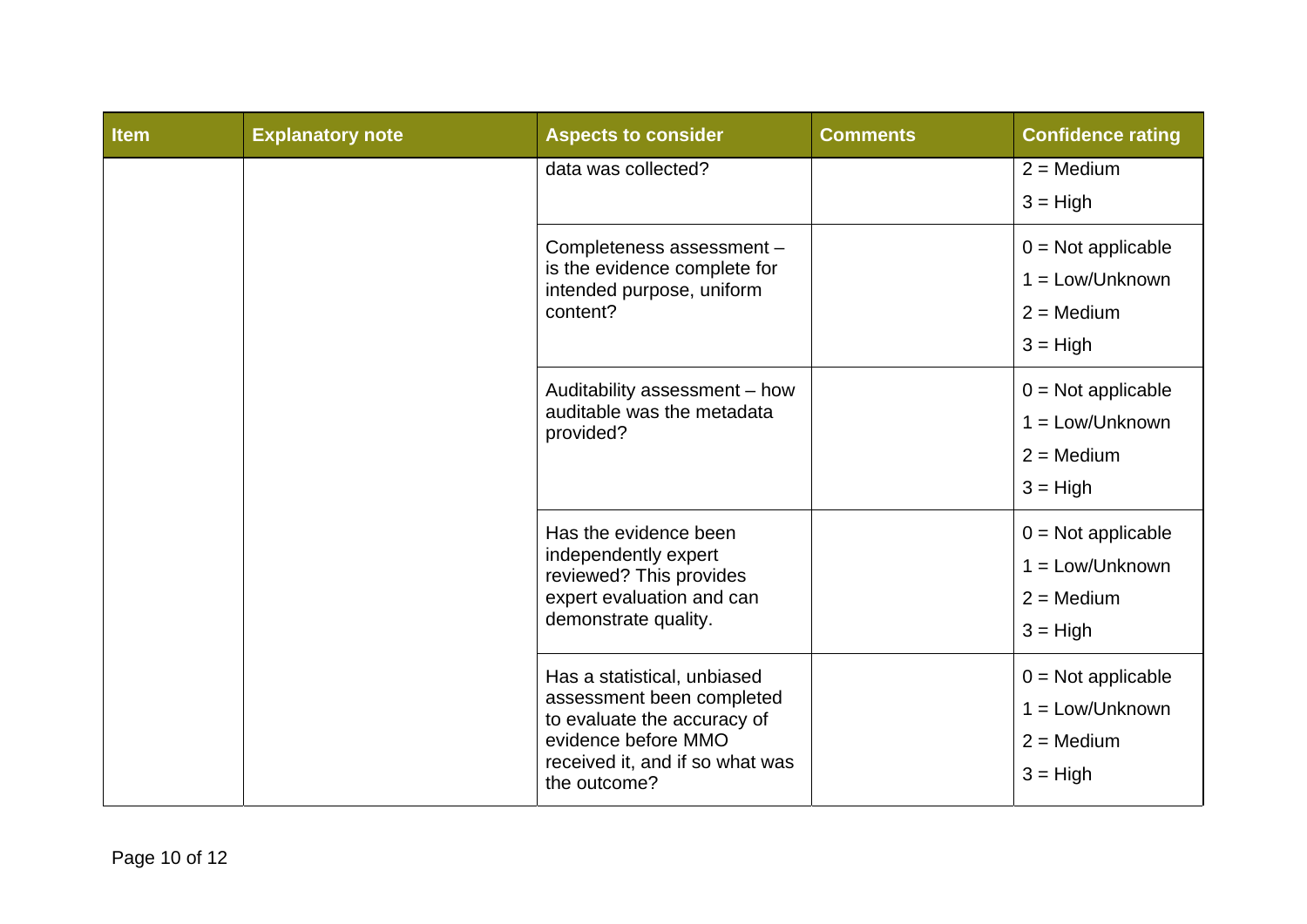| Item | Explanatory note | Aspects to consider | Comments | Confidence rating |
|---|---|---|---|---|
| | | data was collected? | | 2 = Medium<br>3 = High |
| | | Completeness assessment – is the evidence complete for intended purpose, uniform content? | | 0 = Not applicable<br>1 = Low/Unknown<br>2 = Medium<br>3 = High |
| | | Auditability assessment – how auditable was the metadata provided? | | 0 = Not applicable<br>1 = Low/Unknown<br>2 = Medium<br>3 = High |
| | | Has the evidence been independently expert reviewed? This provides expert evaluation and can demonstrate quality. | | 0 = Not applicable<br>1 = Low/Unknown<br>2 = Medium<br>3 = High |
| | | Has a statistical, unbiased assessment been completed to evaluate the accuracy of evidence before MMO received it, and if so what was the outcome? | | 0 = Not applicable<br>1 = Low/Unknown<br>2 = Medium<br>3 = High |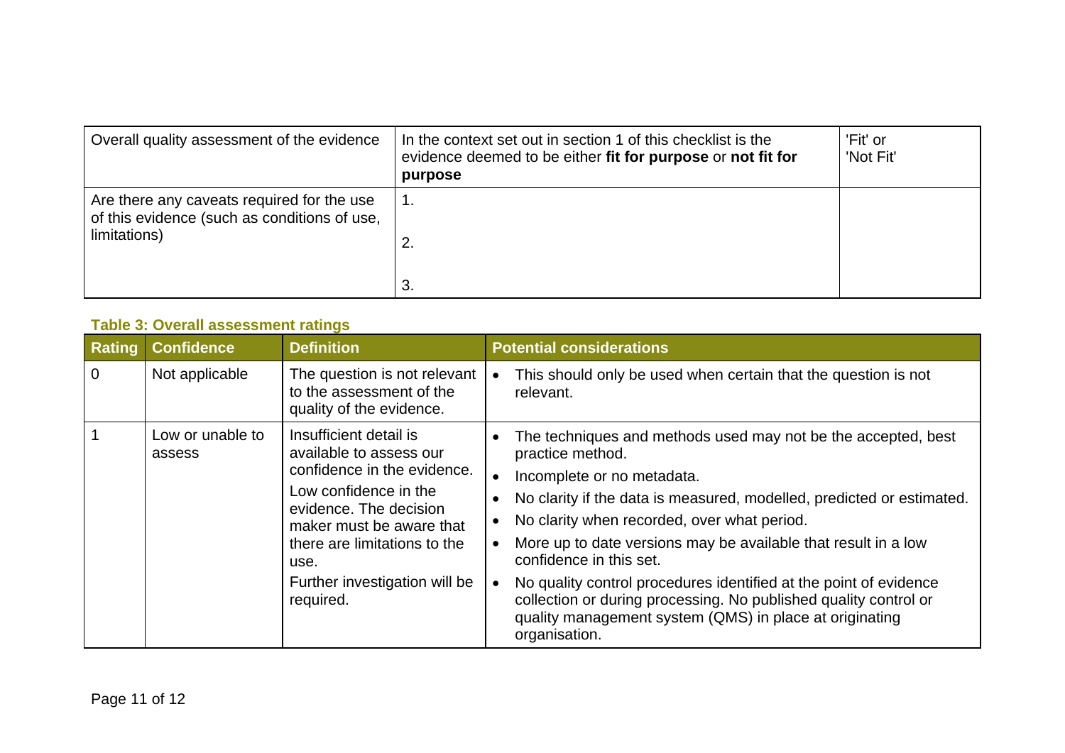| Overall quality assessment of the evidence | In the context set out in section 1 of this checklist is the evidence deemed to be either **fit for purpose** or **not fit for purpose** | 'Fit' or 'Not Fit' |
|---|---|---|
| Are there any caveats required for the use of this evidence (such as conditions of use, limitations) | 1.<br><br>2.<br><br>3. | |

**Table 3: Overall assessment ratings**

| Rating | Confidence | Definition | Potential considerations |
|---|---|---|---|
| 0 | Not applicable | The question is not relevant to the assessment of the quality of the evidence. | • This should only be used when certain that the question is not relevant. |
| 1 | Low or unable to assess | Insufficient detail is available to assess our confidence in the evidence.<br>Low confidence in the evidence. The decision maker must be aware that there are limitations to the use.<br>Further investigation will be required. | • The techniques and methods used may not be the accepted, best practice method.<br>• Incomplete or no metadata.<br>• No clarity if the data is measured, modelled, predicted or estimated.<br>• No clarity when recorded, over what period.<br>• More up to date versions may be available that result in a low confidence in this set.<br>• No quality control procedures identified at the point of evidence collection or during processing. No published quality control or quality management system (QMS) in place at originating organisation. |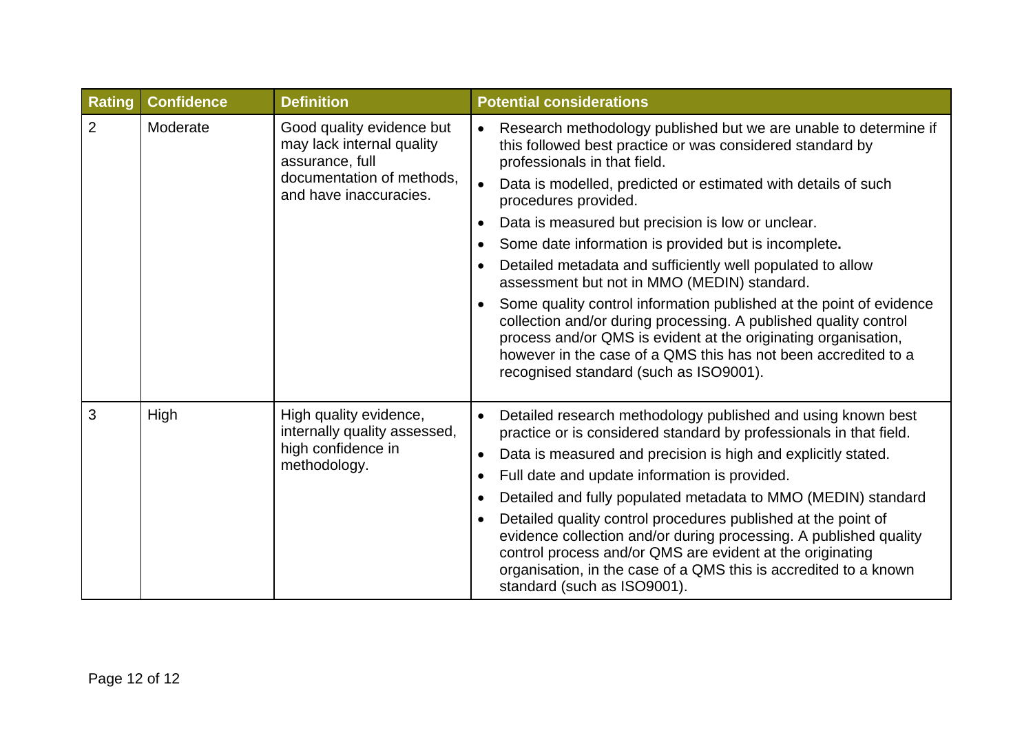| Rating | Confidence | Definition | Potential considerations |
| --- | --- | --- | --- |
| 2 | Moderate | Good quality evidence but may lack internal quality assurance, full documentation of methods, and have inaccuracies. | • Research methodology published but we are unable to determine if this followed best practice or was considered standard by professionals in that field.<br>• Data is modelled, predicted or estimated with details of such procedures provided.<br>• Data is measured but precision is low or unclear.<br>• Some date information is provided but is incomplete**.**<br>• Detailed metadata and sufficiently well populated to allow assessment but not in MMO (MEDIN) standard.<br>• Some quality control information published at the point of evidence collection and/or during processing. A published quality control process and/or QMS is evident at the originating organisation, however in the case of a QMS this has not been accredited to a recognised standard (such as ISO9001). |
| 3 | High | High quality evidence, internally quality assessed, high confidence in methodology. | • Detailed research methodology published and using known best practice or is considered standard by professionals in that field.<br>• Data is measured and precision is high and explicitly stated.<br>• Full date and update information is provided.<br>• Detailed and fully populated metadata to MMO (MEDIN) standard<br>• Detailed quality control procedures published at the point of evidence collection and/or during processing. A published quality control process and/or QMS are evident at the originating organisation, in the case of a QMS this is accredited to a known standard (such as ISO9001). |